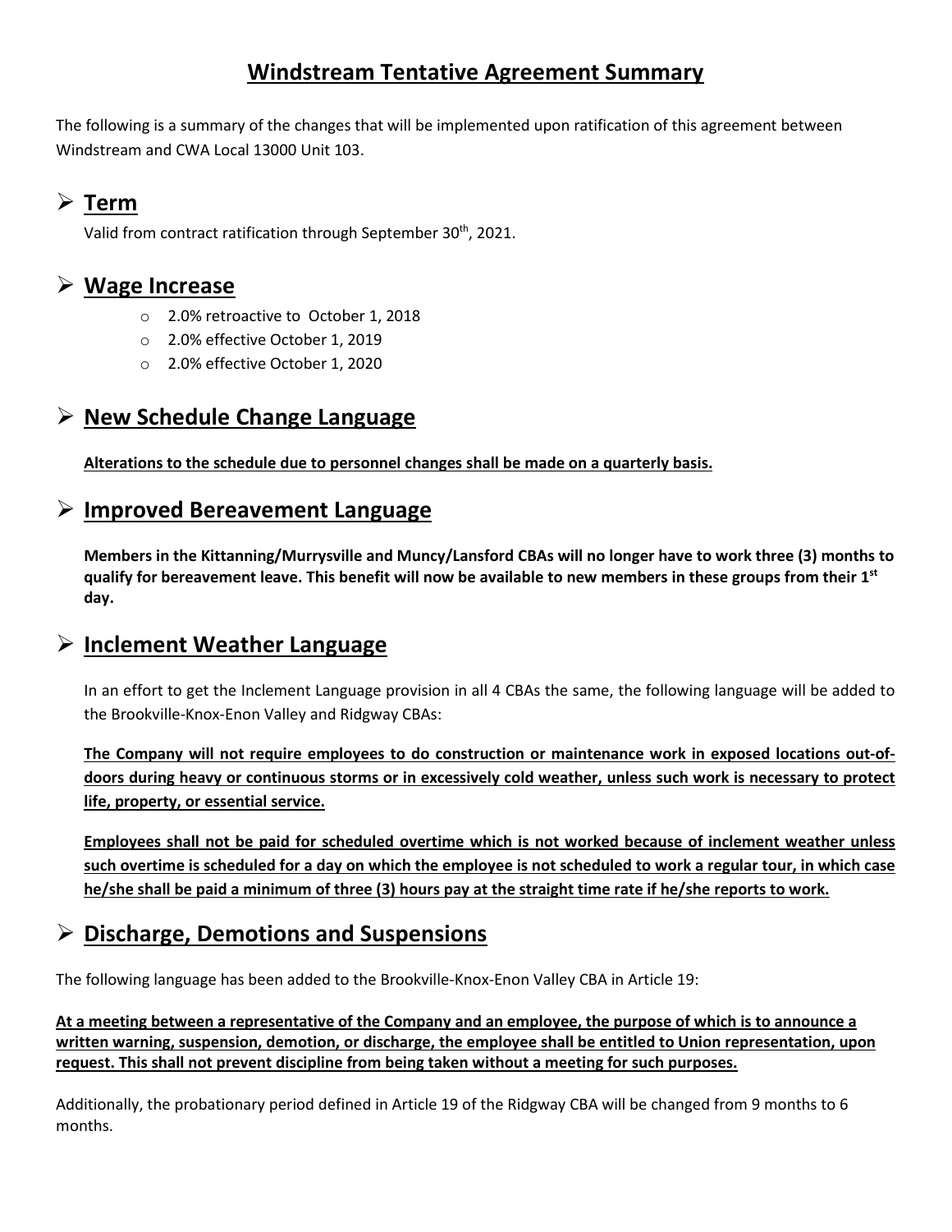# Windstream Tentative Agreement Summary

The following is a summary of the changes that will be implemented upon ratification of this agreement between Windstream and CWA Local 13000 Unit 103.

## Term

Valid from contract ratification through September 30th, 2021.

## Wage Increase

- 2.0% retroactive to October 1, 2018
- 2.0% effective October 1, 2019
- 2.0% effective October 1, 2020

## New Schedule Change Language

**Alterations to the schedule due to personnel changes shall be made on a quarterly basis.**

## Improved Bereavement Language

**Members in the Kittanning/Murrysville and Muncy/Lansford CBAs will no longer have to work three (3) months to qualify for bereavement leave. This benefit will now be available to new members in these groups from their 1st day.**

## Inclement Weather Language

In an effort to get the Inclement Language provision in all 4 CBAs the same, the following language will be added to the Brookville-Knox-Enon Valley and Ridgway CBAs:

**The Company will not require employees to do construction or maintenance work in exposed locations out-of-doors during heavy or continuous storms or in excessively cold weather, unless such work is necessary to protect life, property, or essential service.**

**Employees shall not be paid for scheduled overtime which is not worked because of inclement weather unless such overtime is scheduled for a day on which the employee is not scheduled to work a regular tour, in which case he/she shall be paid a minimum of three (3) hours pay at the straight time rate if he/she reports to work.**

## Discharge, Demotions and Suspensions

The following language has been added to the Brookville-Knox-Enon Valley CBA in Article 19:

**At a meeting between a representative of the Company and an employee, the purpose of which is to announce a written warning, suspension, demotion, or discharge, the employee shall be entitled to Union representation, upon request. This shall not prevent discipline from being taken without a meeting for such purposes.**

Additionally, the probationary period defined in Article 19 of the Ridgway CBA will be changed from 9 months to 6 months.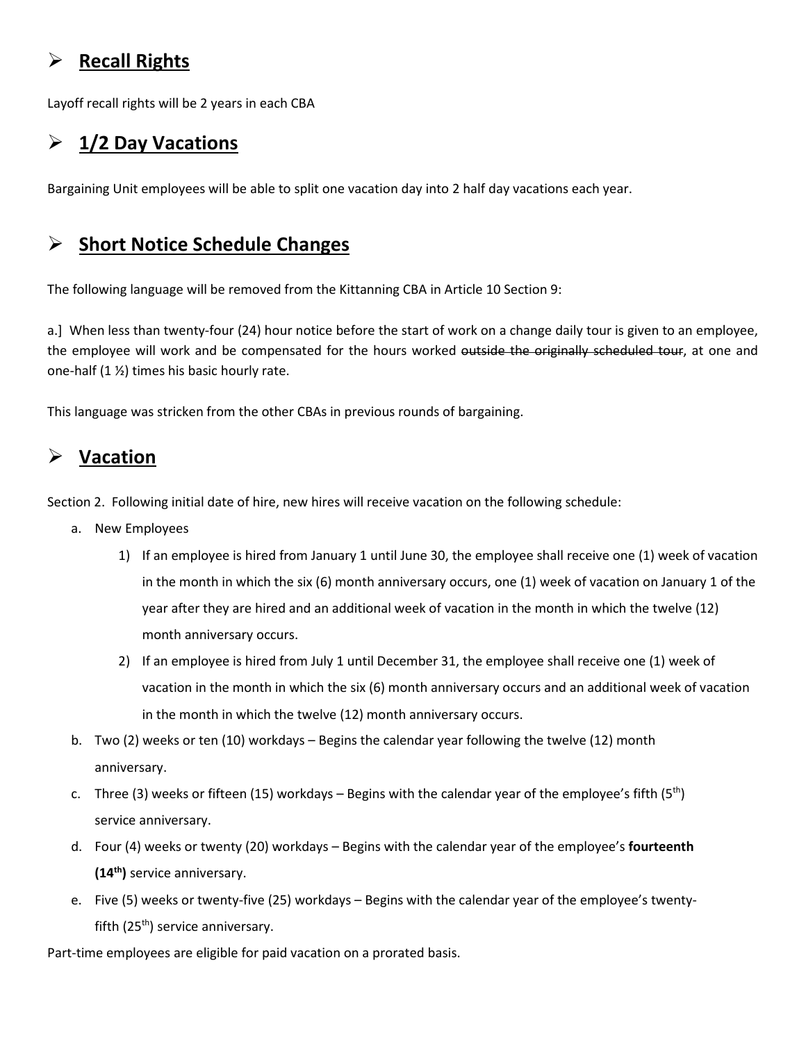## ➢ **Recall Rights**

Layoff recall rights will be 2 years in each CBA

## ➢ **1/2 Day Vacations**

Bargaining Unit employees will be able to split one vacation day into 2 half day vacations each year.

## ➢ **Short Notice Schedule Changes**

The following language will be removed from the Kittanning CBA in Article 10 Section 9:

a.] When less than twenty-four (24) hour notice before the start of work on a change daily tour is given to an employee, the employee will work and be compensated for the hours worked ~~outside the originally scheduled tour~~, at one and one-half (1 ½) times his basic hourly rate.

This language was stricken from the other CBAs in previous rounds of bargaining.

## ➢ **Vacation**

Section 2. Following initial date of hire, new hires will receive vacation on the following schedule:

a. New Employees
   1) If an employee is hired from January 1 until June 30, the employee shall receive one (1) week of vacation in the month in which the six (6) month anniversary occurs, one (1) week of vacation on January 1 of the year after they are hired and an additional week of vacation in the month in which the twelve (12) month anniversary occurs.
   2) If an employee is hired from July 1 until December 31, the employee shall receive one (1) week of vacation in the month in which the six (6) month anniversary occurs and an additional week of vacation in the month in which the twelve (12) month anniversary occurs.

b. Two (2) weeks or ten (10) workdays – Begins the calendar year following the twelve (12) month anniversary.

c. Three (3) weeks or fifteen (15) workdays – Begins with the calendar year of the employee's fifth (5th) service anniversary.

d. Four (4) weeks or twenty (20) workdays – Begins with the calendar year of the employee's **fourteenth (14th)** service anniversary.

e. Five (5) weeks or twenty-five (25) workdays – Begins with the calendar year of the employee's twenty-fifth (25th) service anniversary.

Part-time employees are eligible for paid vacation on a prorated basis.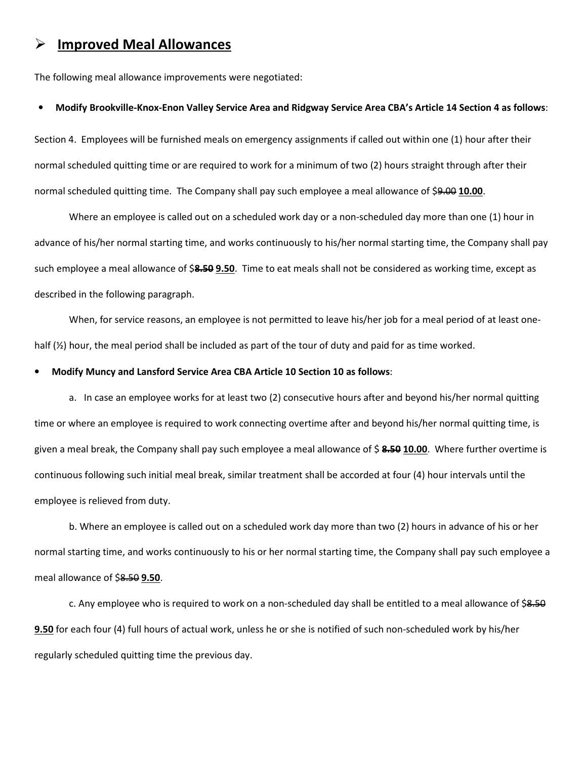## ➢ Improved Meal Allowances

The following meal allowance improvements were negotiated:

- **Modify Brookville-Knox-Enon Valley Service Area and Ridgway Service Area CBA's Article 14 Section 4 as follows**:

Section 4. Employees will be furnished meals on emergency assignments if called out within one (1) hour after their normal scheduled quitting time or are required to work for a minimum of two (2) hours straight through after their normal scheduled quitting time. The Company shall pay such employee a meal allowance of $~~9.00~~ **10.00**.

Where an employee is called out on a scheduled work day or a non-scheduled day more than one (1) hour in advance of his/her normal starting time, and works continuously to his/her normal starting time, the Company shall pay such employee a meal allowance of $~~**8.50**~~ **9.50**. Time to eat meals shall not be considered as working time, except as described in the following paragraph.

When, for service reasons, an employee is not permitted to leave his/her job for a meal period of at least one-half (½) hour, the meal period shall be included as part of the tour of duty and paid for as time worked.

- **Modify Muncy and Lansford Service Area CBA Article 10 Section 10 as follows**:

a. In case an employee works for at least two (2) consecutive hours after and beyond his/her normal quitting time or where an employee is required to work connecting overtime after and beyond his/her normal quitting time, is given a meal break, the Company shall pay such employee a meal allowance of $ ~~**8.50**~~ **10.00**. Where further overtime is continuous following such initial meal break, similar treatment shall be accorded at four (4) hour intervals until the employee is relieved from duty.

b. Where an employee is called out on a scheduled work day more than two (2) hours in advance of his or her normal starting time, and works continuously to his or her normal starting time, the Company shall pay such employee a meal allowance of $~~8.50~~ **9.50**.

c. Any employee who is required to work on a non-scheduled day shall be entitled to a meal allowance of $~~8.50~~ **9.50** for each four (4) full hours of actual work, unless he or she is notified of such non-scheduled work by his/her regularly scheduled quitting time the previous day.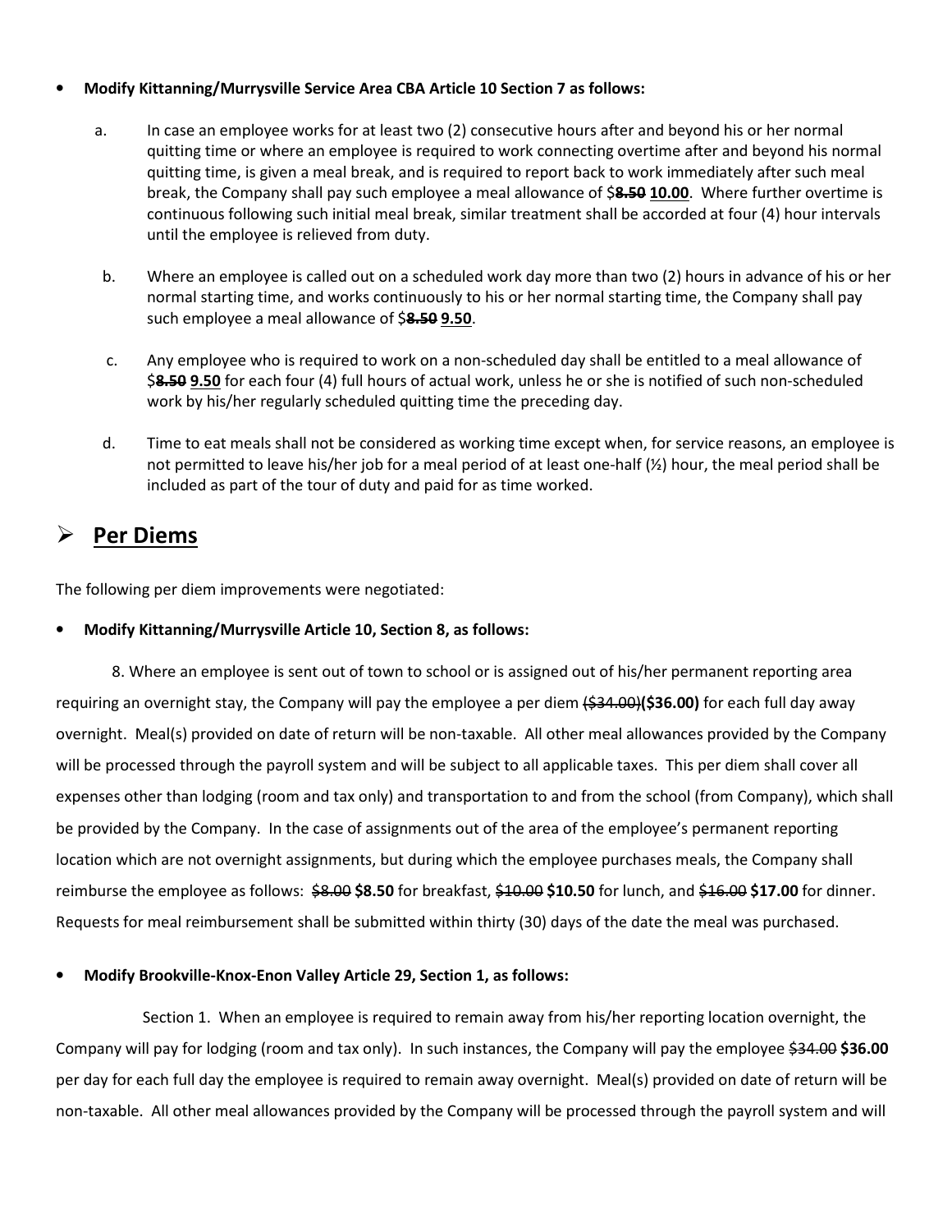- **Modify Kittanning/Murrysville Service Area CBA Article 10 Section 7 as follows:**

  a. In case an employee works for at least two (2) consecutive hours after and beyond his or her normal quitting time or where an employee is required to work connecting overtime after and beyond his normal quitting time, is given a meal break, and is required to report back to work immediately after such meal break, the Company shall pay such employee a meal allowance of $~~**8.50**~~ **10.00**. Where further overtime is continuous following such initial meal break, similar treatment shall be accorded at four (4) hour intervals until the employee is relieved from duty.

  b. Where an employee is called out on a scheduled work day more than two (2) hours in advance of his or her normal starting time, and works continuously to his or her normal starting time, the Company shall pay such employee a meal allowance of $~~**8.50**~~ **9.50**.

  c. Any employee who is required to work on a non-scheduled day shall be entitled to a meal allowance of $~~**8.50**~~ **9.50** for each four (4) full hours of actual work, unless he or she is notified of such non-scheduled work by his/her regularly scheduled quitting time the preceding day.

  d. Time to eat meals shall not be considered as working time except when, for service reasons, an employee is not permitted to leave his/her job for a meal period of at least one-half (½) hour, the meal period shall be included as part of the tour of duty and paid for as time worked.

## Per Diems

The following per diem improvements were negotiated:

- **Modify Kittanning/Murrysville Article 10, Section 8, as follows:**

8. Where an employee is sent out of town to school or is assigned out of his/her permanent reporting area requiring an overnight stay, the Company will pay the employee a per diem ~~($34.00)~~**($36.00)** for each full day away overnight. Meal(s) provided on date of return will be non-taxable. All other meal allowances provided by the Company will be processed through the payroll system and will be subject to all applicable taxes. This per diem shall cover all expenses other than lodging (room and tax only) and transportation to and from the school (from Company), which shall be provided by the Company. In the case of assignments out of the area of the employee's permanent reporting location which are not overnight assignments, but during which the employee purchases meals, the Company shall reimburse the employee as follows: ~~$8.00~~ **$8.50** for breakfast, ~~$10.00~~ **$10.50** for lunch, and ~~$16.00~~ **$17.00** for dinner. Requests for meal reimbursement shall be submitted within thirty (30) days of the date the meal was purchased.

- **Modify Brookville-Knox-Enon Valley Article 29, Section 1, as follows:**

Section 1. When an employee is required to remain away from his/her reporting location overnight, the Company will pay for lodging (room and tax only). In such instances, the Company will pay the employee ~~$34.00~~ **$36.00** per day for each full day the employee is required to remain away overnight. Meal(s) provided on date of return will be non-taxable. All other meal allowances provided by the Company will be processed through the payroll system and will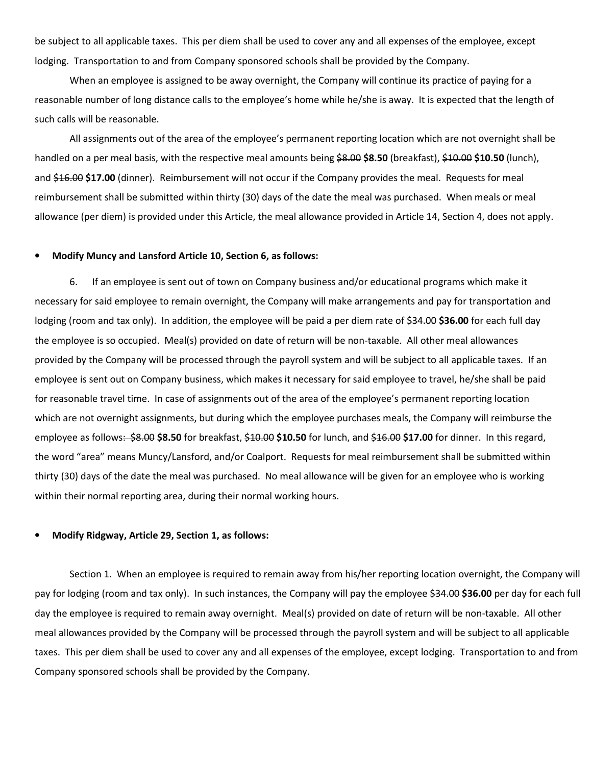be subject to all applicable taxes. This per diem shall be used to cover any and all expenses of the employee, except lodging. Transportation to and from Company sponsored schools shall be provided by the Company.

When an employee is assigned to be away overnight, the Company will continue its practice of paying for a reasonable number of long distance calls to the employee's home while he/she is away. It is expected that the length of such calls will be reasonable.

All assignments out of the area of the employee's permanent reporting location which are not overnight shall be handled on a per meal basis, with the respective meal amounts being ~~$8.00~~ **$8.50** (breakfast), ~~$10.00~~ **$10.50** (lunch), and ~~$16.00~~ **$17.00** (dinner). Reimbursement will not occur if the Company provides the meal. Requests for meal reimbursement shall be submitted within thirty (30) days of the date the meal was purchased. When meals or meal allowance (per diem) is provided under this Article, the meal allowance provided in Article 14, Section 4, does not apply.

- **Modify Muncy and Lansford Article 10, Section 6, as follows:**

6. If an employee is sent out of town on Company business and/or educational programs which make it necessary for said employee to remain overnight, the Company will make arrangements and pay for transportation and lodging (room and tax only). In addition, the employee will be paid a per diem rate of ~~$34.00~~ **$36.00** for each full day the employee is so occupied. Meal(s) provided on date of return will be non-taxable. All other meal allowances provided by the Company will be processed through the payroll system and will be subject to all applicable taxes. If an employee is sent out on Company business, which makes it necessary for said employee to travel, he/she shall be paid for reasonable travel time. In case of assignments out of the area of the employee's permanent reporting location which are not overnight assignments, but during which the employee purchases meals, the Company will reimburse the employee as follows~~: $8.00~~ **$8.50** for breakfast, ~~$10.00~~ **$10.50** for lunch, and ~~$16.00~~ **$17.00** for dinner. In this regard, the word "area" means Muncy/Lansford, and/or Coalport. Requests for meal reimbursement shall be submitted within thirty (30) days of the date the meal was purchased. No meal allowance will be given for an employee who is working within their normal reporting area, during their normal working hours.

- **Modify Ridgway, Article 29, Section 1, as follows:**

Section 1. When an employee is required to remain away from his/her reporting location overnight, the Company will pay for lodging (room and tax only). In such instances, the Company will pay the employee ~~$34.00~~ **$36.00** per day for each full day the employee is required to remain away overnight. Meal(s) provided on date of return will be non-taxable. All other meal allowances provided by the Company will be processed through the payroll system and will be subject to all applicable taxes. This per diem shall be used to cover any and all expenses of the employee, except lodging. Transportation to and from Company sponsored schools shall be provided by the Company.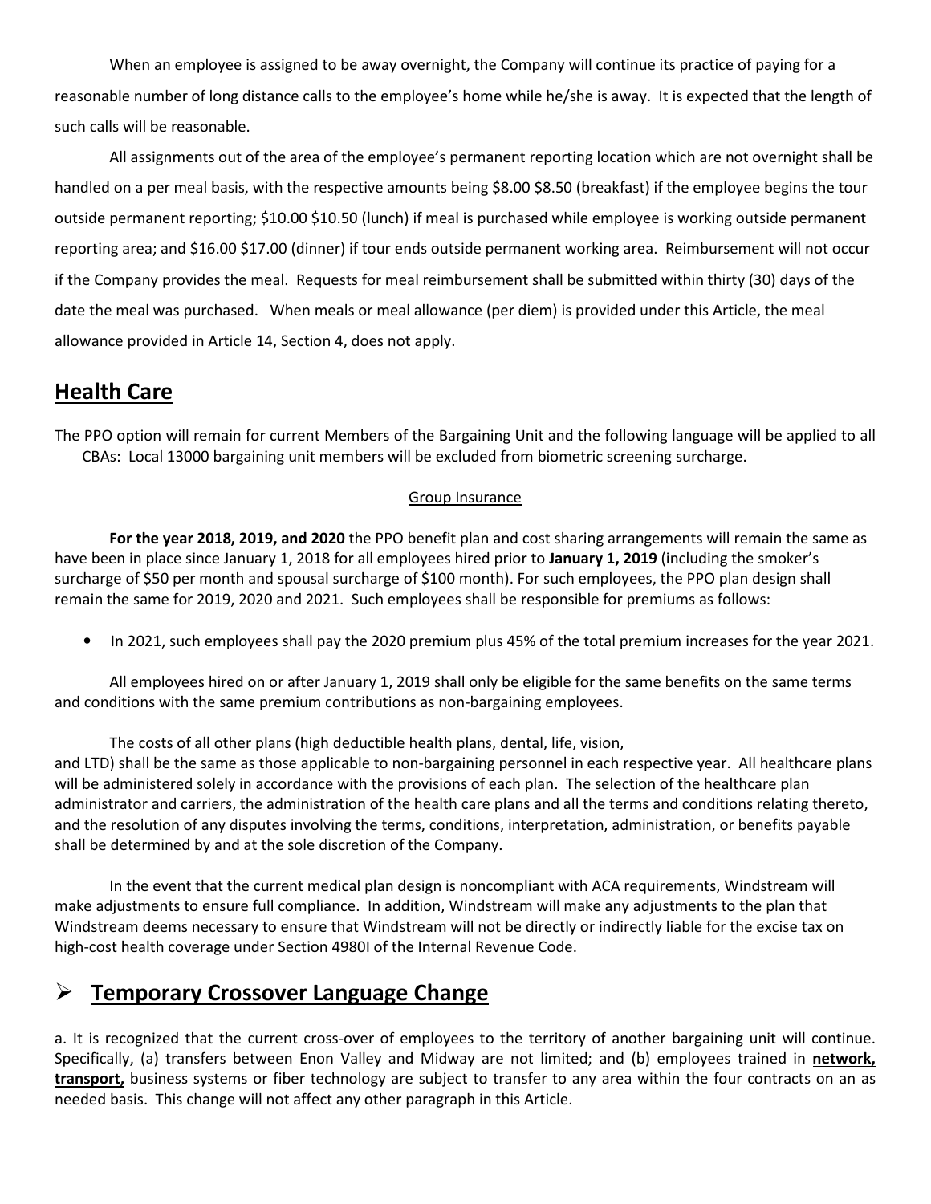When an employee is assigned to be away overnight, the Company will continue its practice of paying for a reasonable number of long distance calls to the employee's home while he/she is away. It is expected that the length of such calls will be reasonable.

All assignments out of the area of the employee's permanent reporting location which are not overnight shall be handled on a per meal basis, with the respective amounts being $8.00 $8.50 (breakfast) if the employee begins the tour outside permanent reporting; $10.00 $10.50 (lunch) if meal is purchased while employee is working outside permanent reporting area; and $16.00 $17.00 (dinner) if tour ends outside permanent working area. Reimbursement will not occur if the Company provides the meal. Requests for meal reimbursement shall be submitted within thirty (30) days of the date the meal was purchased. When meals or meal allowance (per diem) is provided under this Article, the meal allowance provided in Article 14, Section 4, does not apply.

## <u>Health Care</u>

The PPO option will remain for current Members of the Bargaining Unit and the following language will be applied to all CBAs: Local 13000 bargaining unit members will be excluded from biometric screening surcharge.

<u>Group Insurance</u>

**For the year 2018, 2019, and 2020** the PPO benefit plan and cost sharing arrangements will remain the same as have been in place since January 1, 2018 for all employees hired prior to **January 1, 2019** (including the smoker's surcharge of $50 per month and spousal surcharge of $100 month). For such employees, the PPO plan design shall remain the same for 2019, 2020 and 2021. Such employees shall be responsible for premiums as follows:

- In 2021, such employees shall pay the 2020 premium plus 45% of the total premium increases for the year 2021.

All employees hired on or after January 1, 2019 shall only be eligible for the same benefits on the same terms and conditions with the same premium contributions as non-bargaining employees.

The costs of all other plans (high deductible health plans, dental, life, vision, and LTD) shall be the same as those applicable to non-bargaining personnel in each respective year. All healthcare plans will be administered solely in accordance with the provisions of each plan. The selection of the healthcare plan administrator and carriers, the administration of the health care plans and all the terms and conditions relating thereto, and the resolution of any disputes involving the terms, conditions, interpretation, administration, or benefits payable shall be determined by and at the sole discretion of the Company.

In the event that the current medical plan design is noncompliant with ACA requirements, Windstream will make adjustments to ensure full compliance. In addition, Windstream will make any adjustments to the plan that Windstream deems necessary to ensure that Windstream will not be directly or indirectly liable for the excise tax on high-cost health coverage under Section 4980I of the Internal Revenue Code.

## ➢ <u>Temporary Crossover Language Change</u>

a. It is recognized that the current cross-over of employees to the territory of another bargaining unit will continue. Specifically, (a) transfers between Enon Valley and Midway are not limited; and (b) employees trained in **<u>network, transport,</u>** business systems or fiber technology are subject to transfer to any area within the four contracts on an as needed basis. This change will not affect any other paragraph in this Article.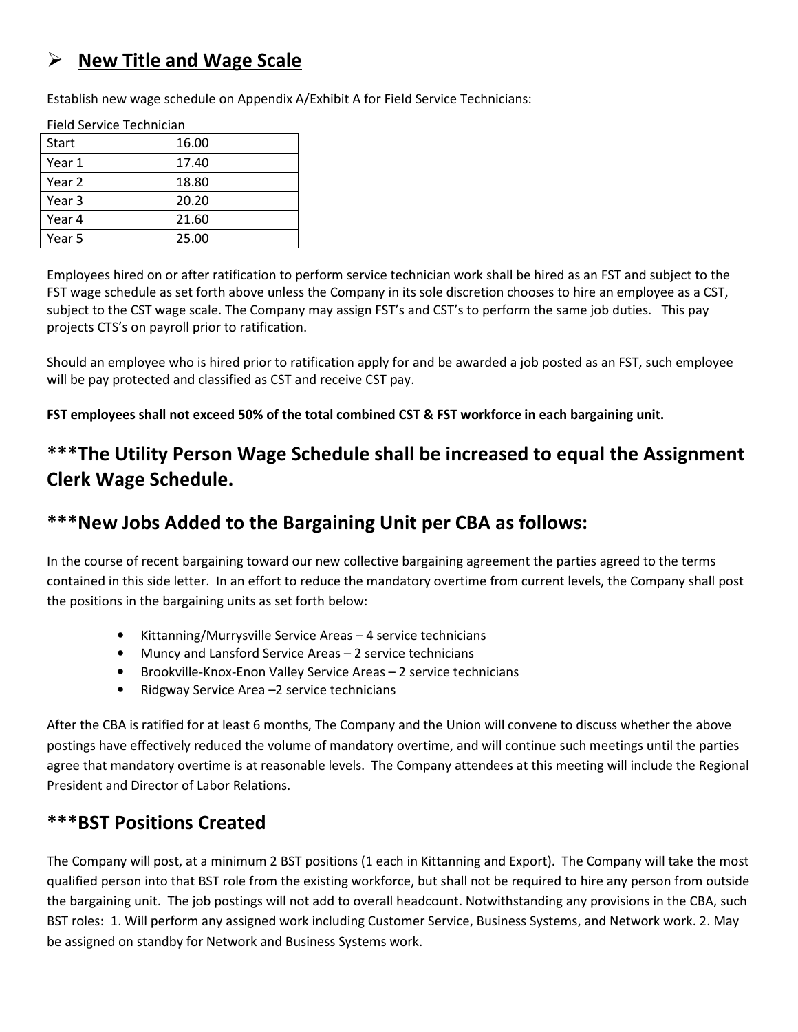## ➢ **New Title and Wage Scale**

Establish new wage schedule on Appendix A/Exhibit A for Field Service Technicians:

Field Service Technician

| | |
|---|---|
| Start | 16.00 |
| Year 1 | 17.40 |
| Year 2 | 18.80 |
| Year 3 | 20.20 |
| Year 4 | 21.60 |
| Year 5 | 25.00 |

Employees hired on or after ratification to perform service technician work shall be hired as an FST and subject to the FST wage schedule as set forth above unless the Company in its sole discretion chooses to hire an employee as a CST, subject to the CST wage scale. The Company may assign FST's and CST's to perform the same job duties. This pay projects CTS's on payroll prior to ratification.

Should an employee who is hired prior to ratification apply for and be awarded a job posted as an FST, such employee will be pay protected and classified as CST and receive CST pay.

**FST employees shall not exceed 50% of the total combined CST & FST workforce in each bargaining unit.**

## ***The Utility Person Wage Schedule shall be increased to equal the Assignment Clerk Wage Schedule.

## ***New Jobs Added to the Bargaining Unit per CBA as follows:

In the course of recent bargaining toward our new collective bargaining agreement the parties agreed to the terms contained in this side letter. In an effort to reduce the mandatory overtime from current levels, the Company shall post the positions in the bargaining units as set forth below:

- Kittanning/Murrysville Service Areas – 4 service technicians
- Muncy and Lansford Service Areas – 2 service technicians
- Brookville-Knox-Enon Valley Service Areas – 2 service technicians
- Ridgway Service Area –2 service technicians

After the CBA is ratified for at least 6 months, The Company and the Union will convene to discuss whether the above postings have effectively reduced the volume of mandatory overtime, and will continue such meetings until the parties agree that mandatory overtime is at reasonable levels. The Company attendees at this meeting will include the Regional President and Director of Labor Relations.

## ***BST Positions Created

The Company will post, at a minimum 2 BST positions (1 each in Kittanning and Export). The Company will take the most qualified person into that BST role from the existing workforce, but shall not be required to hire any person from outside the bargaining unit. The job postings will not add to overall headcount. Notwithstanding any provisions in the CBA, such BST roles: 1. Will perform any assigned work including Customer Service, Business Systems, and Network work. 2. May be assigned on standby for Network and Business Systems work.